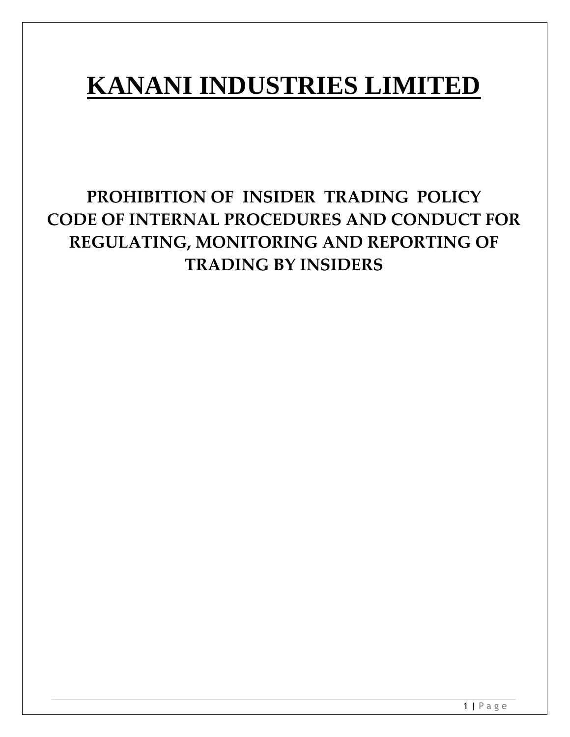# KANANI INDUSTRIES LIMITED

## PROHIBITION OF INSIDER TRADING POLICY
## CODE OF INTERNAL PROCEDURES AND CONDUCT FOR REGULATING, MONITORING AND REPORTING OF TRADING BY INSIDERS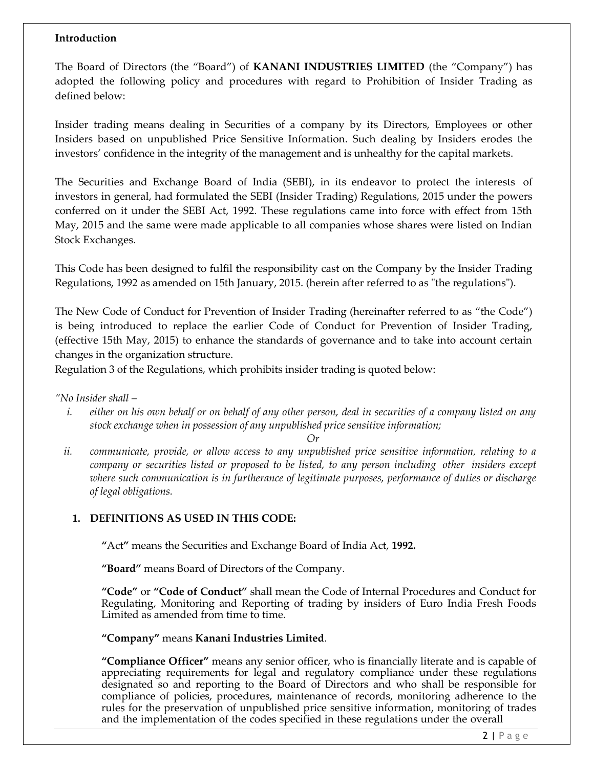**Introduction**

The Board of Directors (the "Board") of **KANANI INDUSTRIES LIMITED** (the "Company") has adopted the following policy and procedures with regard to Prohibition of Insider Trading as defined below:

Insider trading means dealing in Securities of a company by its Directors, Employees or other Insiders based on unpublished Price Sensitive Information. Such dealing by Insiders erodes the investors' confidence in the integrity of the management and is unhealthy for the capital markets.

The Securities and Exchange Board of India (SEBI), in its endeavor to protect the interests of investors in general, had formulated the SEBI (Insider Trading) Regulations, 2015 under the powers conferred on it under the SEBI Act, 1992. These regulations came into force with effect from 15th May, 2015 and the same were made applicable to all companies whose shares were listed on Indian Stock Exchanges.

This Code has been designed to fulfil the responsibility cast on the Company by the Insider Trading Regulations, 1992 as amended on 15th January, 2015. (herein after referred to as "the regulations").

The New Code of Conduct for Prevention of Insider Trading (hereinafter referred to as "the Code") is being introduced to replace the earlier Code of Conduct for Prevention of Insider Trading, (effective 15th May, 2015) to enhance the standards of governance and to take into account certain changes in the organization structure.

Regulation 3 of the Regulations, which prohibits insider trading is quoted below:

*"No Insider shall –*

1. *either on his own behalf or on behalf of any other person, deal in securities of a company listed on any stock exchange when in possession of any unpublished price sensitive information;*

   *Or*

2. *communicate, provide, or allow access to any unpublished price sensitive information, relating to a company or securities listed or proposed to be listed, to any person including other insiders except where such communication is in furtherance of legitimate purposes, performance of duties or discharge of legal obligations.*

## 1. DEFINITIONS AS USED IN THIS CODE:

**"**Act**"** means the Securities and Exchange Board of India Act, **1992.**

**"Board"** means Board of Directors of the Company.

**"Code"** or **"Code of Conduct"** shall mean the Code of Internal Procedures and Conduct for Regulating, Monitoring and Reporting of trading by insiders of Euro India Fresh Foods Limited as amended from time to time.

**"Company"** means **Kanani Industries Limited**.

**"Compliance Officer"** means any senior officer, who is financially literate and is capable of appreciating requirements for legal and regulatory compliance under these regulations designated so and reporting to the Board of Directors and who shall be responsible for compliance of policies, procedures, maintenance of records, monitoring adherence to the rules for the preservation of unpublished price sensitive information, monitoring of trades and the implementation of the codes specified in these regulations under the overall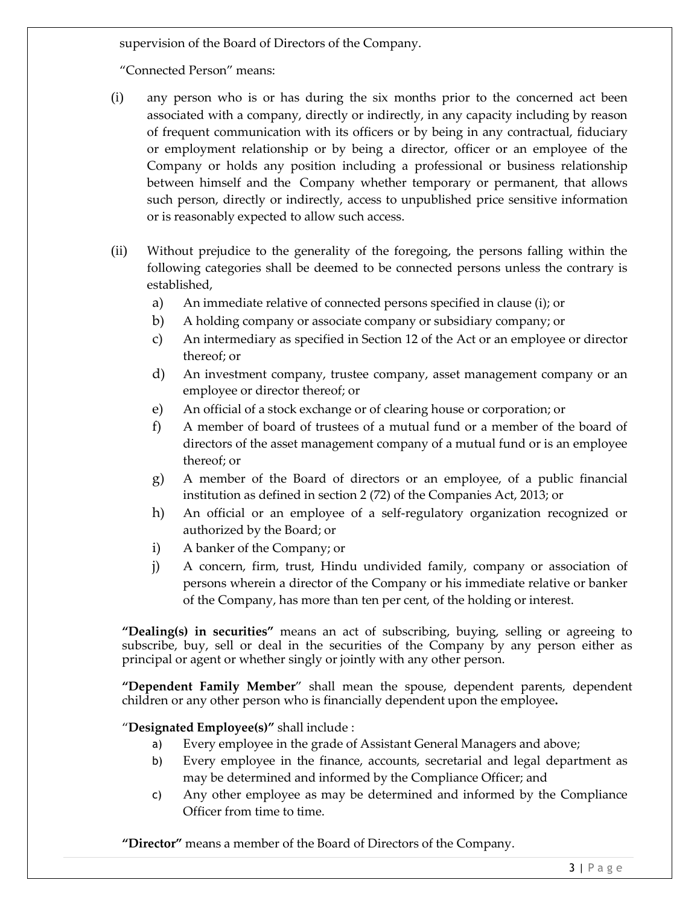supervision of the Board of Directors of the Company.

"Connected Person" means:

(i) any person who is or has during the six months prior to the concerned act been associated with a company, directly or indirectly, in any capacity including by reason of frequent communication with its officers or by being in any contractual, fiduciary or employment relationship or by being a director, officer or an employee of the Company or holds any position including a professional or business relationship between himself and the Company whether temporary or permanent, that allows such person, directly or indirectly, access to unpublished price sensitive information or is reasonably expected to allow such access.

(ii) Without prejudice to the generality of the foregoing, the persons falling within the following categories shall be deemed to be connected persons unless the contrary is established,

   a) An immediate relative of connected persons specified in clause (i); or
   b) A holding company or associate company or subsidiary company; or
   c) An intermediary as specified in Section 12 of the Act or an employee or director thereof; or
   d) An investment company, trustee company, asset management company or an employee or director thereof; or
   e) An official of a stock exchange or of clearing house or corporation; or
   f) A member of board of trustees of a mutual fund or a member of the board of directors of the asset management company of a mutual fund or is an employee thereof; or
   g) A member of the Board of directors or an employee, of a public financial institution as defined in section 2 (72) of the Companies Act, 2013; or
   h) An official or an employee of a self-regulatory organization recognized or authorized by the Board; or
   i) A banker of the Company; or
   j) A concern, firm, trust, Hindu undivided family, company or association of persons wherein a director of the Company or his immediate relative or banker of the Company, has more than ten per cent, of the holding or interest.

**"Dealing(s) in securities"** means an act of subscribing, buying, selling or agreeing to subscribe, buy, sell or deal in the securities of the Company by any person either as principal or agent or whether singly or jointly with any other person.

**"Dependent Family Member"** shall mean the spouse, dependent parents, dependent children or any other person who is financially dependent upon the employee**.**

"**Designated Employee(s)"** shall include :

   a) Every employee in the grade of Assistant General Managers and above;
   b) Every employee in the finance, accounts, secretarial and legal department as may be determined and informed by the Compliance Officer; and
   c) Any other employee as may be determined and informed by the Compliance Officer from time to time.

**"Director"** means a member of the Board of Directors of the Company.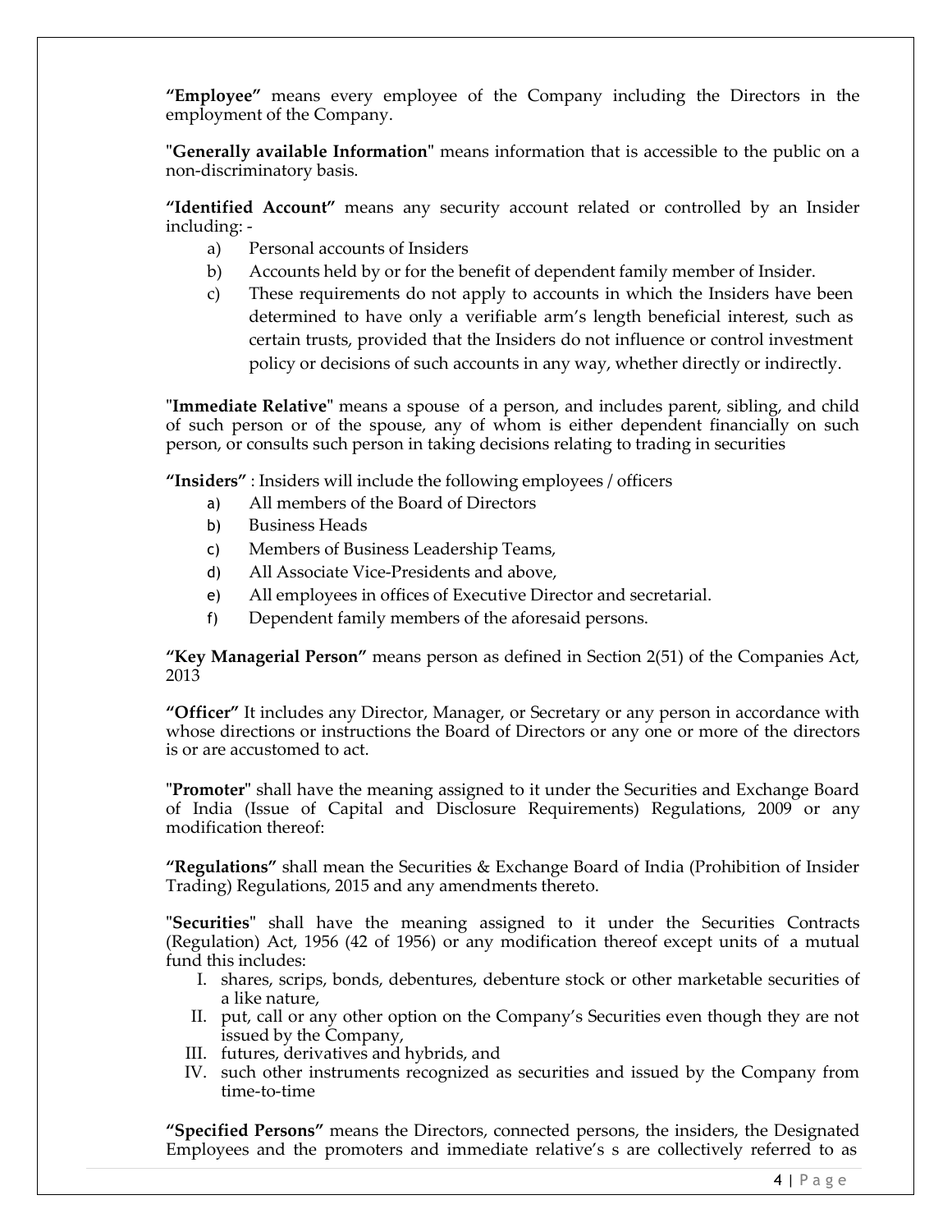**"Employee"** means every employee of the Company including the Directors in the employment of the Company.

"**Generally available Information**" means information that is accessible to the public on a non-discriminatory basis.

**"Identified Account"** means any security account related or controlled by an Insider including: -

a) Personal accounts of Insiders
b) Accounts held by or for the benefit of dependent family member of Insider.
c) These requirements do not apply to accounts in which the Insiders have been determined to have only a verifiable arm's length beneficial interest, such as certain trusts, provided that the Insiders do not influence or control investment policy or decisions of such accounts in any way, whether directly or indirectly.

"**Immediate Relative**" means a spouse of a person, and includes parent, sibling, and child of such person or of the spouse, any of whom is either dependent financially on such person, or consults such person in taking decisions relating to trading in securities

**"Insiders"** : Insiders will include the following employees / officers

a) All members of the Board of Directors
b) Business Heads
c) Members of Business Leadership Teams,
d) All Associate Vice-Presidents and above,
e) All employees in offices of Executive Director and secretarial.
f) Dependent family members of the aforesaid persons.

**"Key Managerial Person"** means person as defined in Section 2(51) of the Companies Act, 2013

**"Officer"** It includes any Director, Manager, or Secretary or any person in accordance with whose directions or instructions the Board of Directors or any one or more of the directors is or are accustomed to act.

"**Promoter**" shall have the meaning assigned to it under the Securities and Exchange Board of India (Issue of Capital and Disclosure Requirements) Regulations, 2009 or any modification thereof:

**"Regulations"** shall mean the Securities & Exchange Board of India (Prohibition of Insider Trading) Regulations, 2015 and any amendments thereto.

"**Securities**" shall have the meaning assigned to it under the Securities Contracts (Regulation) Act, 1956 (42 of 1956) or any modification thereof except units of a mutual fund this includes:

I. shares, scrips, bonds, debentures, debenture stock or other marketable securities of a like nature,
II. put, call or any other option on the Company's Securities even though they are not issued by the Company,
III. futures, derivatives and hybrids, and
IV. such other instruments recognized as securities and issued by the Company from time-to-time

**"Specified Persons"** means the Directors, connected persons, the insiders, the Designated Employees and the promoters and immediate relative's s are collectively referred to as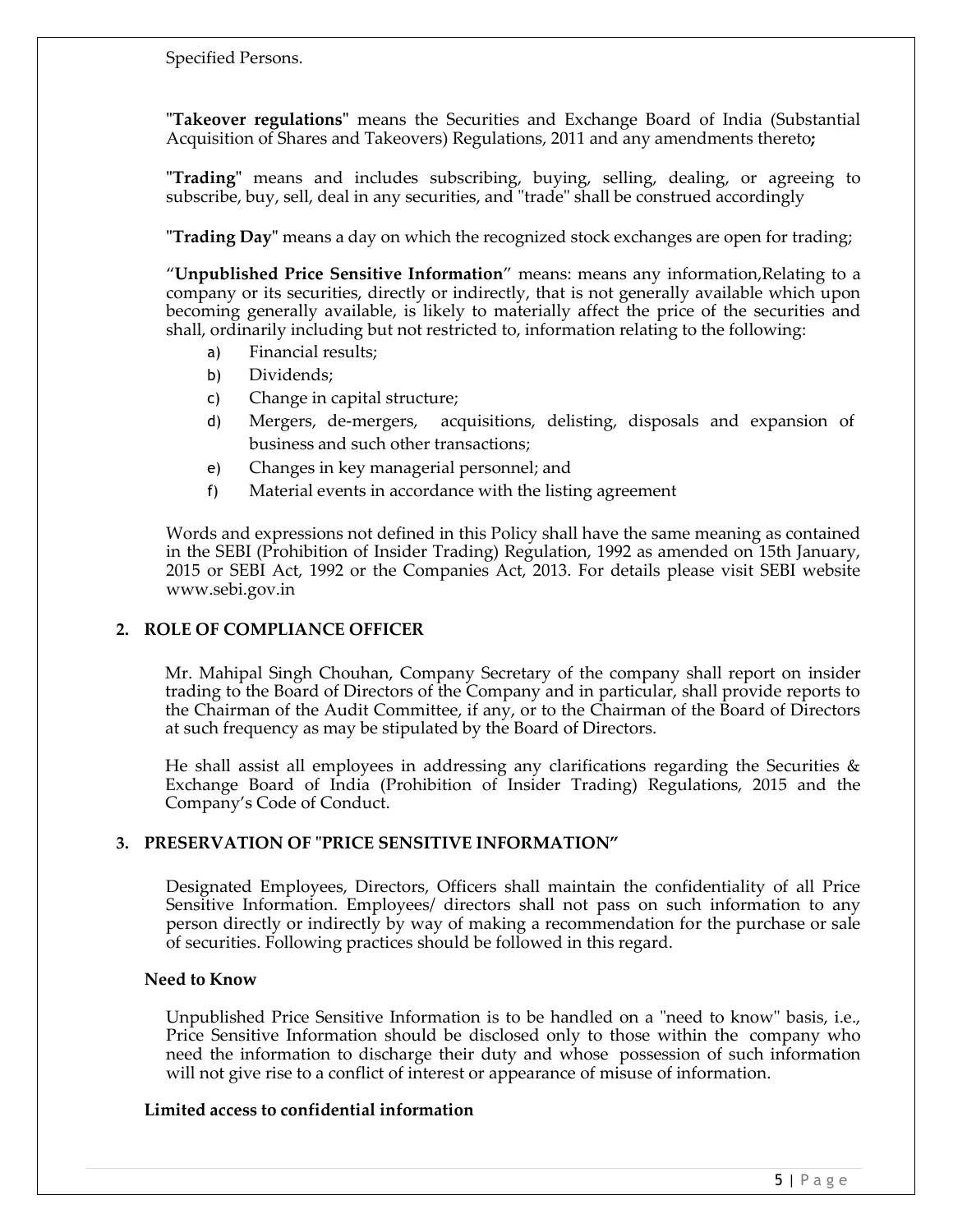Specified Persons.

"**Takeover regulations**" means the Securities and Exchange Board of India (Substantial Acquisition of Shares and Takeovers) Regulations, 2011 and any amendments thereto**;**

"**Trading**" means and includes subscribing, buying, selling, dealing, or agreeing to subscribe, buy, sell, deal in any securities, and "trade" shall be construed accordingly

"**Trading Day**" means a day on which the recognized stock exchanges are open for trading;

"**Unpublished Price Sensitive Information**" means: means any information,Relating to a company or its securities, directly or indirectly, that is not generally available which upon becoming generally available, is likely to materially affect the price of the securities and shall, ordinarily including but not restricted to, information relating to the following:

a) Financial results;
b) Dividends;
c) Change in capital structure;
d) Mergers, de-mergers, acquisitions, delisting, disposals and expansion of business and such other transactions;
e) Changes in key managerial personnel; and
f) Material events in accordance with the listing agreement

Words and expressions not defined in this Policy shall have the same meaning as contained in the SEBI (Prohibition of Insider Trading) Regulation, 1992 as amended on 15th January, 2015 or SEBI Act, 1992 or the Companies Act, 2013. For details please visit SEBI website www.sebi.gov.in

## 2. ROLE OF COMPLIANCE OFFICER

Mr. Mahipal Singh Chouhan, Company Secretary of the company shall report on insider trading to the Board of Directors of the Company and in particular, shall provide reports to the Chairman of the Audit Committee, if any, or to the Chairman of the Board of Directors at such frequency as may be stipulated by the Board of Directors.

He shall assist all employees in addressing any clarifications regarding the Securities & Exchange Board of India (Prohibition of Insider Trading) Regulations, 2015 and the Company's Code of Conduct.

## 3. PRESERVATION OF "PRICE SENSITIVE INFORMATION"

Designated Employees, Directors, Officers shall maintain the confidentiality of all Price Sensitive Information. Employees/ directors shall not pass on such information to any person directly or indirectly by way of making a recommendation for the purchase or sale of securities. Following practices should be followed in this regard.

**Need to Know**

Unpublished Price Sensitive Information is to be handled on a "need to know" basis, i.e., Price Sensitive Information should be disclosed only to those within the company who need the information to discharge their duty and whose possession of such information will not give rise to a conflict of interest or appearance of misuse of information.

**Limited access to confidential information**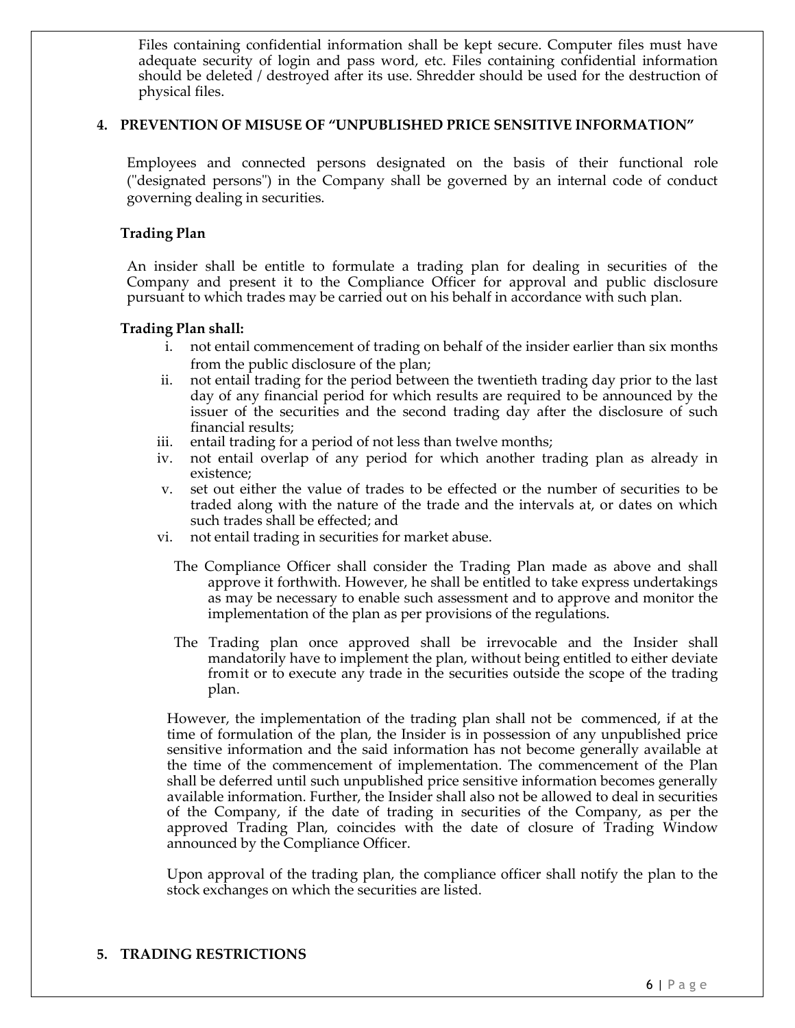Files containing confidential information shall be kept secure. Computer files must have adequate security of login and pass word, etc. Files containing confidential information should be deleted / destroyed after its use. Shredder should be used for the destruction of physical files.

## 4. PREVENTION OF MISUSE OF "UNPUBLISHED PRICE SENSITIVE INFORMATION"

Employees and connected persons designated on the basis of their functional role ("designated persons") in the Company shall be governed by an internal code of conduct governing dealing in securities.

**Trading Plan**

An insider shall be entitle to formulate a trading plan for dealing in securities of the Company and present it to the Compliance Officer for approval and public disclosure pursuant to which trades may be carried out on his behalf in accordance with such plan.

**Trading Plan shall:**

i. not entail commencement of trading on behalf of the insider earlier than six months from the public disclosure of the plan;
ii. not entail trading for the period between the twentieth trading day prior to the last day of any financial period for which results are required to be announced by the issuer of the securities and the second trading day after the disclosure of such financial results;
iii. entail trading for a period of not less than twelve months;
iv. not entail overlap of any period for which another trading plan as already in existence;
v. set out either the value of trades to be effected or the number of securities to be traded along with the nature of the trade and the intervals at, or dates on which such trades shall be effected; and
vi. not entail trading in securities for market abuse.

The Compliance Officer shall consider the Trading Plan made as above and shall approve it forthwith. However, he shall be entitled to take express undertakings as may be necessary to enable such assessment and to approve and monitor the implementation of the plan as per provisions of the regulations.

The Trading plan once approved shall be irrevocable and the Insider shall mandatorily have to implement the plan, without being entitled to either deviate from it or to execute any trade in the securities outside the scope of the trading plan.

However, the implementation of the trading plan shall not be commenced, if at the time of formulation of the plan, the Insider is in possession of any unpublished price sensitive information and the said information has not become generally available at the time of the commencement of implementation. The commencement of the Plan shall be deferred until such unpublished price sensitive information becomes generally available information. Further, the Insider shall also not be allowed to deal in securities of the Company, if the date of trading in securities of the Company, as per the approved Trading Plan, coincides with the date of closure of Trading Window announced by the Compliance Officer.

Upon approval of the trading plan, the compliance officer shall notify the plan to the stock exchanges on which the securities are listed.

## 5. TRADING RESTRICTIONS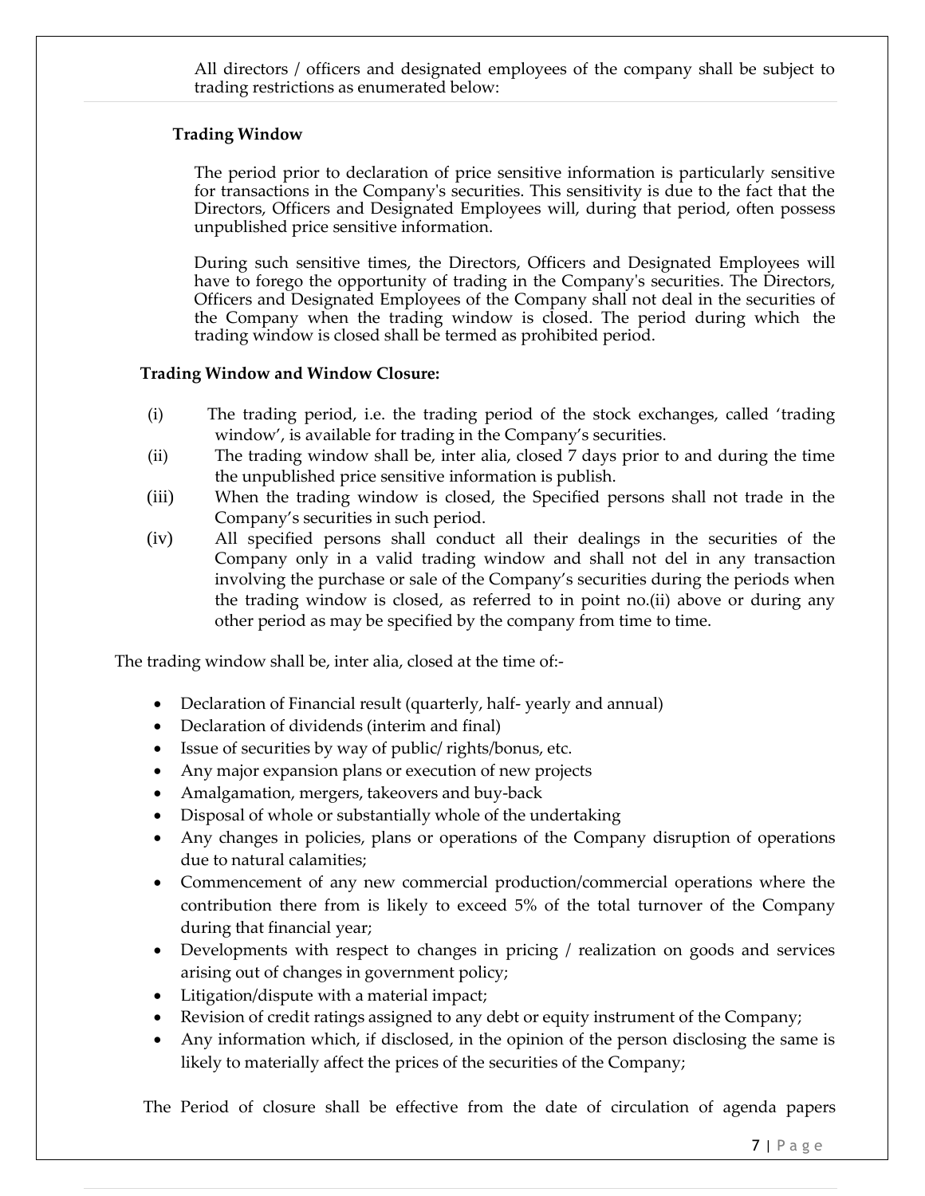All directors / officers and designated employees of the company shall be subject to trading restrictions as enumerated below:

**Trading Window**

The period prior to declaration of price sensitive information is particularly sensitive for transactions in the Company's securities. This sensitivity is due to the fact that the Directors, Officers and Designated Employees will, during that period, often possess unpublished price sensitive information.

During such sensitive times, the Directors, Officers and Designated Employees will have to forego the opportunity of trading in the Company's securities. The Directors, Officers and Designated Employees of the Company shall not deal in the securities of the Company when the trading window is closed. The period during which the trading window is closed shall be termed as prohibited period.

**Trading Window and Window Closure:**

(i) The trading period, i.e. the trading period of the stock exchanges, called 'trading window', is available for trading in the Company's securities.

(ii) The trading window shall be, inter alia, closed 7 days prior to and during the time the unpublished price sensitive information is publish.

(iii) When the trading window is closed, the Specified persons shall not trade in the Company's securities in such period.

(iv) All specified persons shall conduct all their dealings in the securities of the Company only in a valid trading window and shall not del in any transaction involving the purchase or sale of the Company's securities during the periods when the trading window is closed, as referred to in point no.(ii) above or during any other period as may be specified by the company from time to time.

The trading window shall be, inter alia, closed at the time of:-

- Declaration of Financial result (quarterly, half- yearly and annual)
- Declaration of dividends (interim and final)
- Issue of securities by way of public/ rights/bonus, etc.
- Any major expansion plans or execution of new projects
- Amalgamation, mergers, takeovers and buy-back
- Disposal of whole or substantially whole of the undertaking
- Any changes in policies, plans or operations of the Company disruption of operations due to natural calamities;
- Commencement of any new commercial production/commercial operations where the contribution there from is likely to exceed 5% of the total turnover of the Company during that financial year;
- Developments with respect to changes in pricing / realization on goods and services arising out of changes in government policy;
- Litigation/dispute with a material impact;
- Revision of credit ratings assigned to any debt or equity instrument of the Company;
- Any information which, if disclosed, in the opinion of the person disclosing the same is likely to materially affect the prices of the securities of the Company;

The Period of closure shall be effective from the date of circulation of agenda papers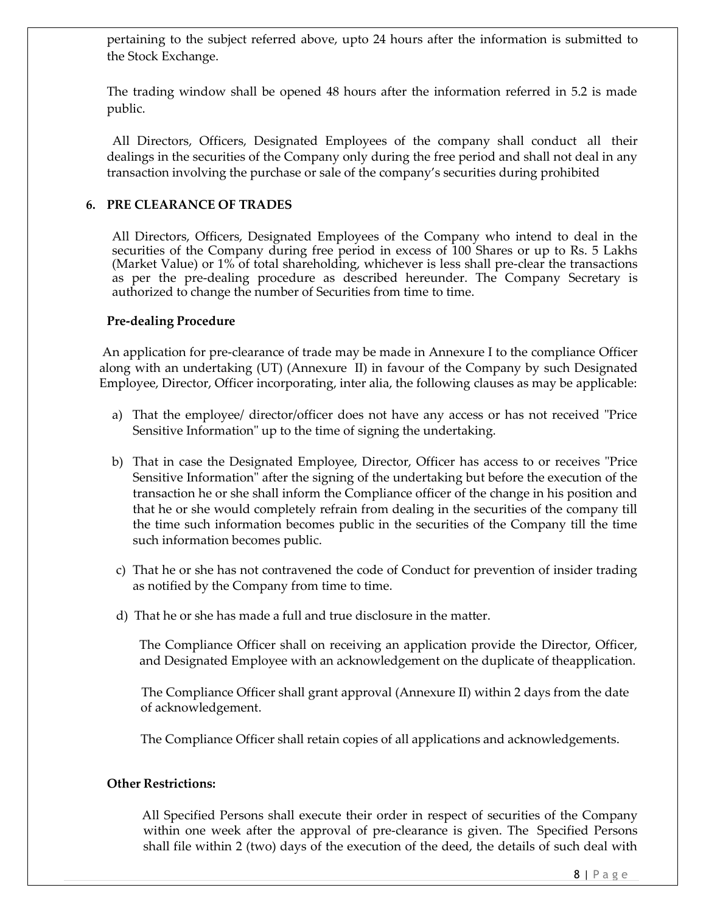pertaining to the subject referred above, upto 24 hours after the information is submitted to the Stock Exchange.

The trading window shall be opened 48 hours after the information referred in 5.2 is made public.

All Directors, Officers, Designated Employees of the company shall conduct all their dealings in the securities of the Company only during the free period and shall not deal in any transaction involving the purchase or sale of the company's securities during prohibited

## 6. PRE CLEARANCE OF TRADES

All Directors, Officers, Designated Employees of the Company who intend to deal in the securities of the Company during free period in excess of 100 Shares or up to Rs. 5 Lakhs (Market Value) or 1% of total shareholding, whichever is less shall pre-clear the transactions as per the pre-dealing procedure as described hereunder. The Company Secretary is authorized to change the number of Securities from time to time.

**Pre-dealing Procedure**

An application for pre-clearance of trade may be made in Annexure I to the compliance Officer along with an undertaking (UT) (Annexure II) in favour of the Company by such Designated Employee, Director, Officer incorporating, inter alia, the following clauses as may be applicable:

a) That the employee/ director/officer does not have any access or has not received "Price Sensitive Information" up to the time of signing the undertaking.

b) That in case the Designated Employee, Director, Officer has access to or receives "Price Sensitive Information" after the signing of the undertaking but before the execution of the transaction he or she shall inform the Compliance officer of the change in his position and that he or she would completely refrain from dealing in the securities of the company till the time such information becomes public in the securities of the Company till the time such information becomes public.

c) That he or she has not contravened the code of Conduct for prevention of insider trading as notified by the Company from time to time.

d) That he or she has made a full and true disclosure in the matter.

The Compliance Officer shall on receiving an application provide the Director, Officer, and Designated Employee with an acknowledgement on the duplicate of theapplication.

The Compliance Officer shall grant approval (Annexure II) within 2 days from the date of acknowledgement.

The Compliance Officer shall retain copies of all applications and acknowledgements.

**Other Restrictions:**

All Specified Persons shall execute their order in respect of securities of the Company within one week after the approval of pre-clearance is given. The Specified Persons shall file within 2 (two) days of the execution of the deed, the details of such deal with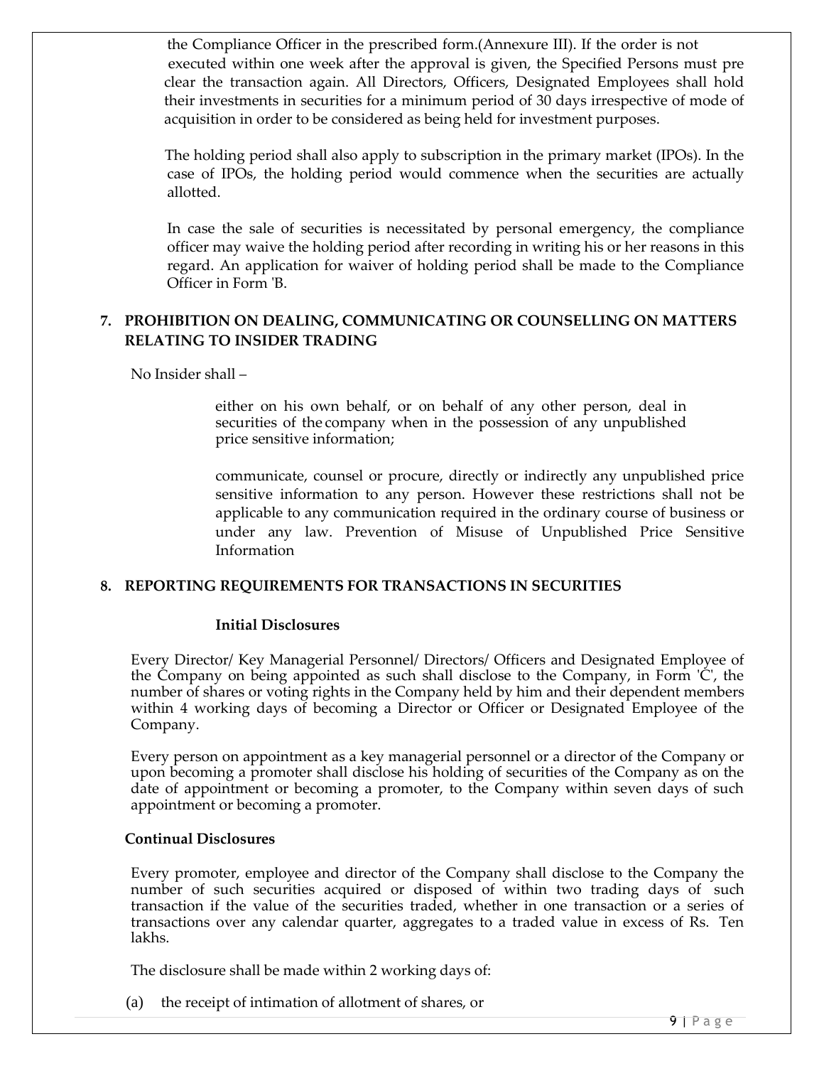the Compliance Officer in the prescribed form.(Annexure III). If the order is not executed within one week after the approval is given, the Specified Persons must pre clear the transaction again. All Directors, Officers, Designated Employees shall hold their investments in securities for a minimum period of 30 days irrespective of mode of acquisition in order to be considered as being held for investment purposes.

The holding period shall also apply to subscription in the primary market (IPOs). In the case of IPOs, the holding period would commence when the securities are actually allotted.

In case the sale of securities is necessitated by personal emergency, the compliance officer may waive the holding period after recording in writing his or her reasons in this regard. An application for waiver of holding period shall be made to the Compliance Officer in Form 'B.

## 7. PROHIBITION ON DEALING, COMMUNICATING OR COUNSELLING ON MATTERS RELATING TO INSIDER TRADING

No Insider shall –

either on his own behalf, or on behalf of any other person, deal in securities of the company when in the possession of any unpublished price sensitive information;

communicate, counsel or procure, directly or indirectly any unpublished price sensitive information to any person. However these restrictions shall not be applicable to any communication required in the ordinary course of business or under any law. Prevention of Misuse of Unpublished Price Sensitive Information

## 8. REPORTING REQUIREMENTS FOR TRANSACTIONS IN SECURITIES

**Initial Disclosures**

Every Director/ Key Managerial Personnel/ Directors/ Officers and Designated Employee of the Company on being appointed as such shall disclose to the Company, in Form 'C', the number of shares or voting rights in the Company held by him and their dependent members within 4 working days of becoming a Director or Officer or Designated Employee of the Company.

Every person on appointment as a key managerial personnel or a director of the Company or upon becoming a promoter shall disclose his holding of securities of the Company as on the date of appointment or becoming a promoter, to the Company within seven days of such appointment or becoming a promoter.

**Continual Disclosures**

Every promoter, employee and director of the Company shall disclose to the Company the number of such securities acquired or disposed of within two trading days of such transaction if the value of the securities traded, whether in one transaction or a series of transactions over any calendar quarter, aggregates to a traded value in excess of Rs. Ten lakhs.

The disclosure shall be made within 2 working days of:

(a) the receipt of intimation of allotment of shares, or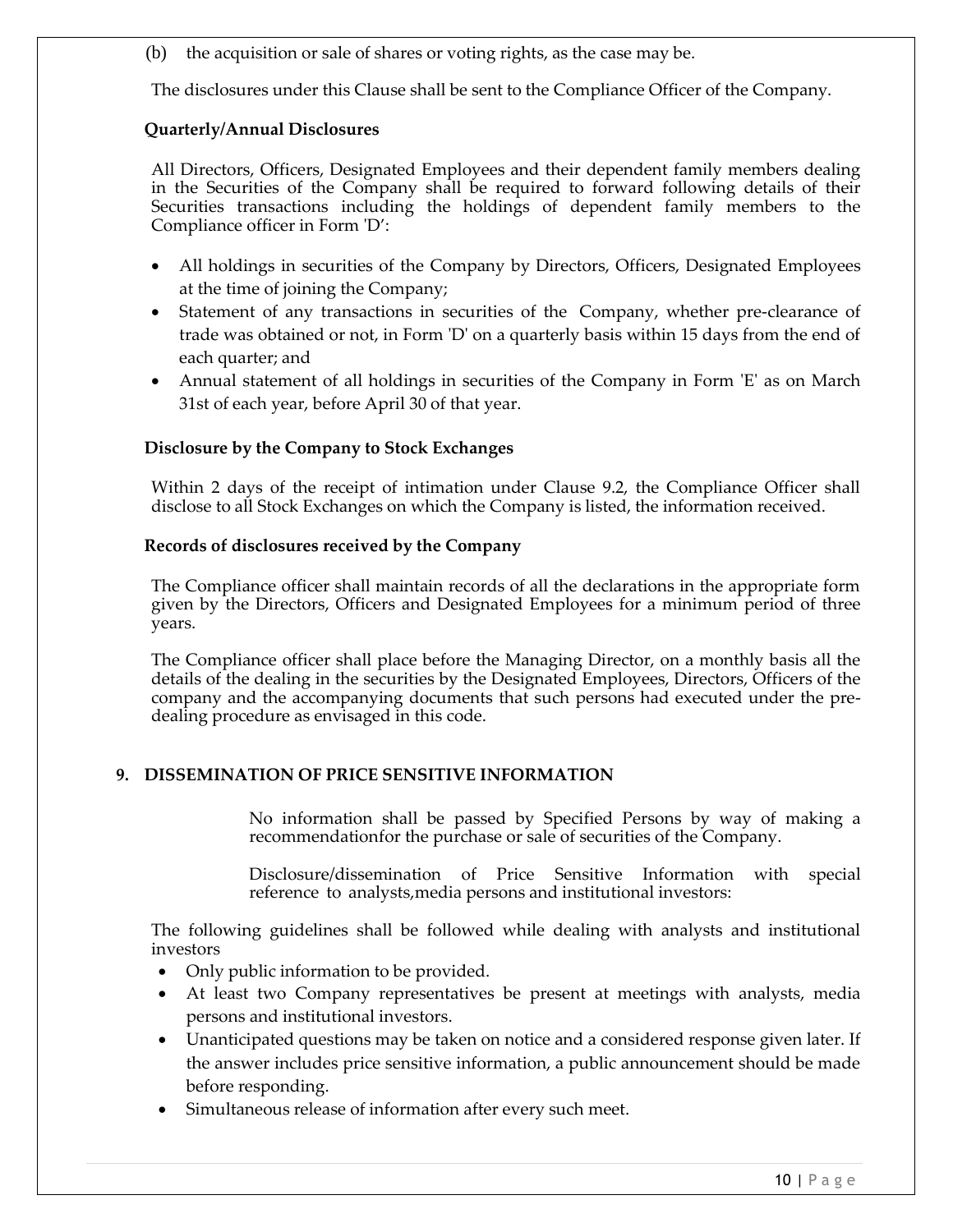(b) the acquisition or sale of shares or voting rights, as the case may be.

The disclosures under this Clause shall be sent to the Compliance Officer of the Company.

**Quarterly/Annual Disclosures**

All Directors, Officers, Designated Employees and their dependent family members dealing in the Securities of the Company shall be required to forward following details of their Securities transactions including the holdings of dependent family members to the Compliance officer in Form 'D':

- All holdings in securities of the Company by Directors, Officers, Designated Employees at the time of joining the Company;
- Statement of any transactions in securities of the Company, whether pre-clearance of trade was obtained or not, in Form 'D' on a quarterly basis within 15 days from the end of each quarter; and
- Annual statement of all holdings in securities of the Company in Form 'E' as on March 31st of each year, before April 30 of that year.

**Disclosure by the Company to Stock Exchanges**

Within 2 days of the receipt of intimation under Clause 9.2, the Compliance Officer shall disclose to all Stock Exchanges on which the Company is listed, the information received.

**Records of disclosures received by the Company**

The Compliance officer shall maintain records of all the declarations in the appropriate form given by the Directors, Officers and Designated Employees for a minimum period of three years.

The Compliance officer shall place before the Managing Director, on a monthly basis all the details of the dealing in the securities by the Designated Employees, Directors, Officers of the company and the accompanying documents that such persons had executed under the pre-dealing procedure as envisaged in this code.

## 9. DISSEMINATION OF PRICE SENSITIVE INFORMATION

No information shall be passed by Specified Persons by way of making a recommendationfor the purchase or sale of securities of the Company.

Disclosure/dissemination of Price Sensitive Information with special reference to analysts,media persons and institutional investors:

The following guidelines shall be followed while dealing with analysts and institutional investors

- Only public information to be provided.
- At least two Company representatives be present at meetings with analysts, media persons and institutional investors.
- Unanticipated questions may be taken on notice and a considered response given later. If the answer includes price sensitive information, a public announcement should be made before responding.
- Simultaneous release of information after every such meet.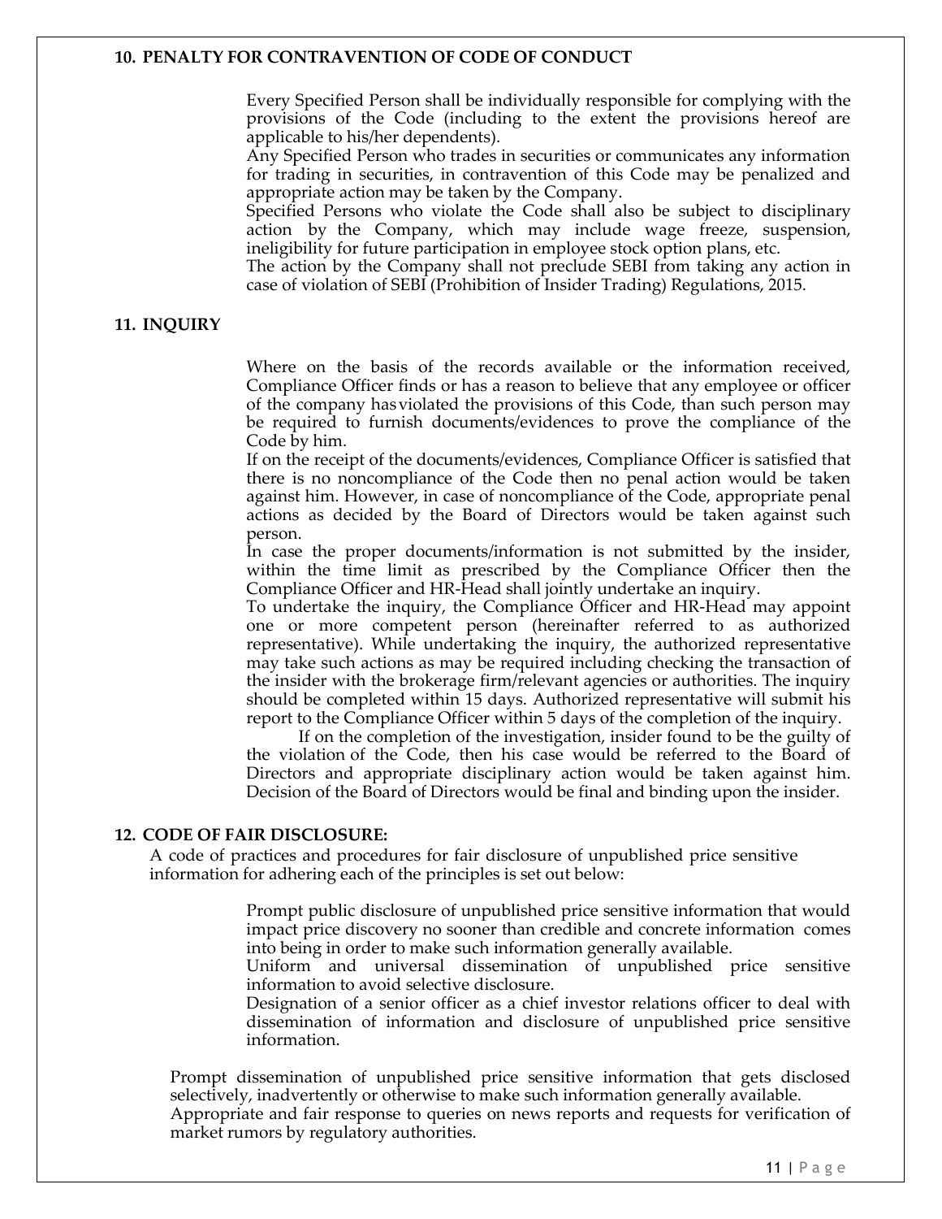## 10. PENALTY FOR CONTRAVENTION OF CODE OF CONDUCT

Every Specified Person shall be individually responsible for complying with the provisions of the Code (including to the extent the provisions hereof are applicable to his/her dependents).

Any Specified Person who trades in securities or communicates any information for trading in securities, in contravention of this Code may be penalized and appropriate action may be taken by the Company.

Specified Persons who violate the Code shall also be subject to disciplinary action by the Company, which may include wage freeze, suspension, ineligibility for future participation in employee stock option plans, etc.

The action by the Company shall not preclude SEBI from taking any action in case of violation of SEBI (Prohibition of Insider Trading) Regulations, 2015.

## 11. INQUIRY

Where on the basis of the records available or the information received, Compliance Officer finds or has a reason to believe that any employee or officer of the company has violated the provisions of this Code, than such person may be required to furnish documents/evidences to prove the compliance of the Code by him.

If on the receipt of the documents/evidences, Compliance Officer is satisfied that there is no noncompliance of the Code then no penal action would be taken against him. However, in case of noncompliance of the Code, appropriate penal actions as decided by the Board of Directors would be taken against such person.

In case the proper documents/information is not submitted by the insider, within the time limit as prescribed by the Compliance Officer then the Compliance Officer and HR-Head shall jointly undertake an inquiry.

To undertake the inquiry, the Compliance Officer and HR-Head may appoint one or more competent person (hereinafter referred to as authorized representative). While undertaking the inquiry, the authorized representative may take such actions as may be required including checking the transaction of the insider with the brokerage firm/relevant agencies or authorities. The inquiry should be completed within 15 days. Authorized representative will submit his report to the Compliance Officer within 5 days of the completion of the inquiry.

If on the completion of the investigation, insider found to be the guilty of the violation of the Code, then his case would be referred to the Board of Directors and appropriate disciplinary action would be taken against him. Decision of the Board of Directors would be final and binding upon the insider.

## 12. CODE OF FAIR DISCLOSURE:

A code of practices and procedures for fair disclosure of unpublished price sensitive information for adhering each of the principles is set out below:

Prompt public disclosure of unpublished price sensitive information that would impact price discovery no sooner than credible and concrete information comes into being in order to make such information generally available.

Uniform and universal dissemination of unpublished price sensitive information to avoid selective disclosure.

Designation of a senior officer as a chief investor relations officer to deal with dissemination of information and disclosure of unpublished price sensitive information.

Prompt dissemination of unpublished price sensitive information that gets disclosed selectively, inadvertently or otherwise to make such information generally available.

Appropriate and fair response to queries on news reports and requests for verification of market rumors by regulatory authorities.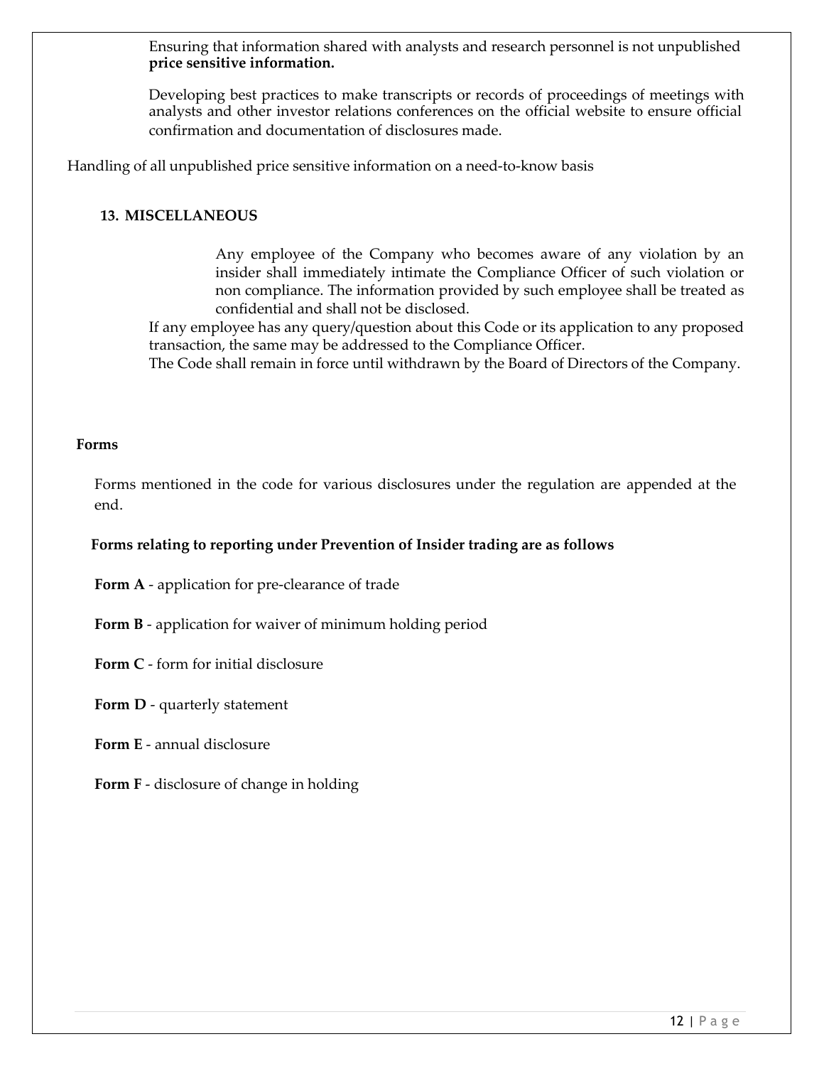Ensuring that information shared with analysts and research personnel is not unpublished **price sensitive information.**

Developing best practices to make transcripts or records of proceedings of meetings with analysts and other investor relations conferences on the official website to ensure official confirmation and documentation of disclosures made.

Handling of all unpublished price sensitive information on a need-to-know basis

## 13. MISCELLANEOUS

Any employee of the Company who becomes aware of any violation by an insider shall immediately intimate the Compliance Officer of such violation or non compliance. The information provided by such employee shall be treated as confidential and shall not be disclosed.

If any employee has any query/question about this Code or its application to any proposed transaction, the same may be addressed to the Compliance Officer.

The Code shall remain in force until withdrawn by the Board of Directors of the Company.

**Forms**

Forms mentioned in the code for various disclosures under the regulation are appended at the end.

**Forms relating to reporting under Prevention of Insider trading are as follows**

**Form A** - application for pre-clearance of trade

**Form B** - application for waiver of minimum holding period

**Form C** - form for initial disclosure

**Form D** - quarterly statement

**Form E** - annual disclosure

**Form F** - disclosure of change in holding